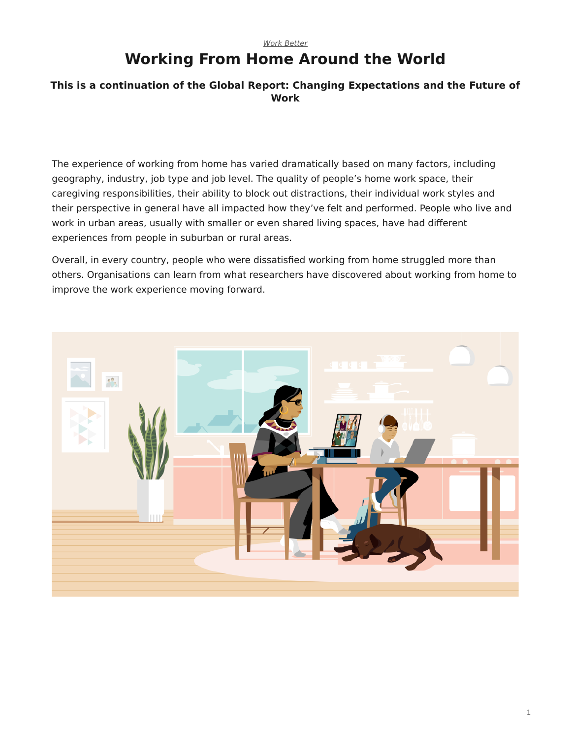*Work Better*

# Working From Home Around the World

### This is a continuation of the Global Report: Changing Expectations and the Future of Work

The experience of working from home has varied dramatically based on many factors, including geography, industry, job type and job level. The quality of people's home work space, their caregiving responsibilities, their ability to block out distractions, their individual work styles and their perspective in general have all impacted how they've felt and performed. People who live and work in urban areas, usually with smaller or even shared living spaces, have had different experiences from people in suburban or rural areas.

Overall, in every country, people who were dissatisfied working from home struggled more than others. Organisations can learn from what researchers have discovered about working from home to improve the work experience moving forward.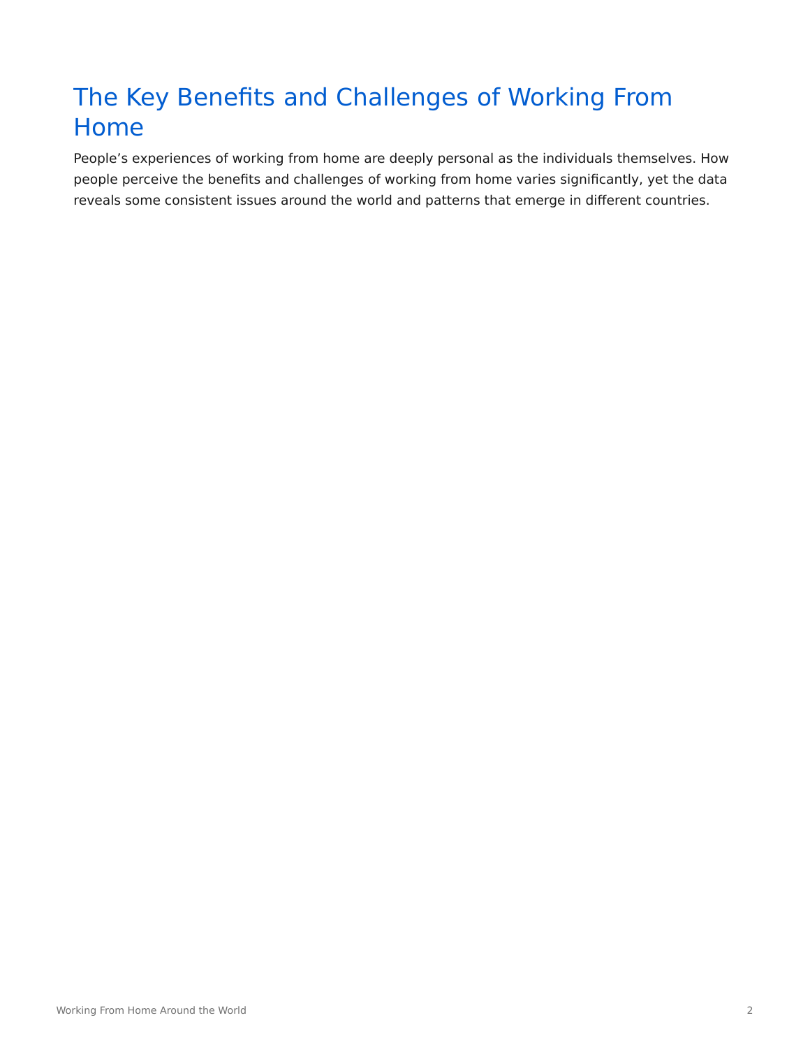# The Key Benefits and Challenges of Working From Home

People's experiences of working from home are deeply personal as the individuals themselves. How people perceive the benefits and challenges of working from home varies significantly, yet the data reveals some consistent issues around the world and patterns that emerge in different countries.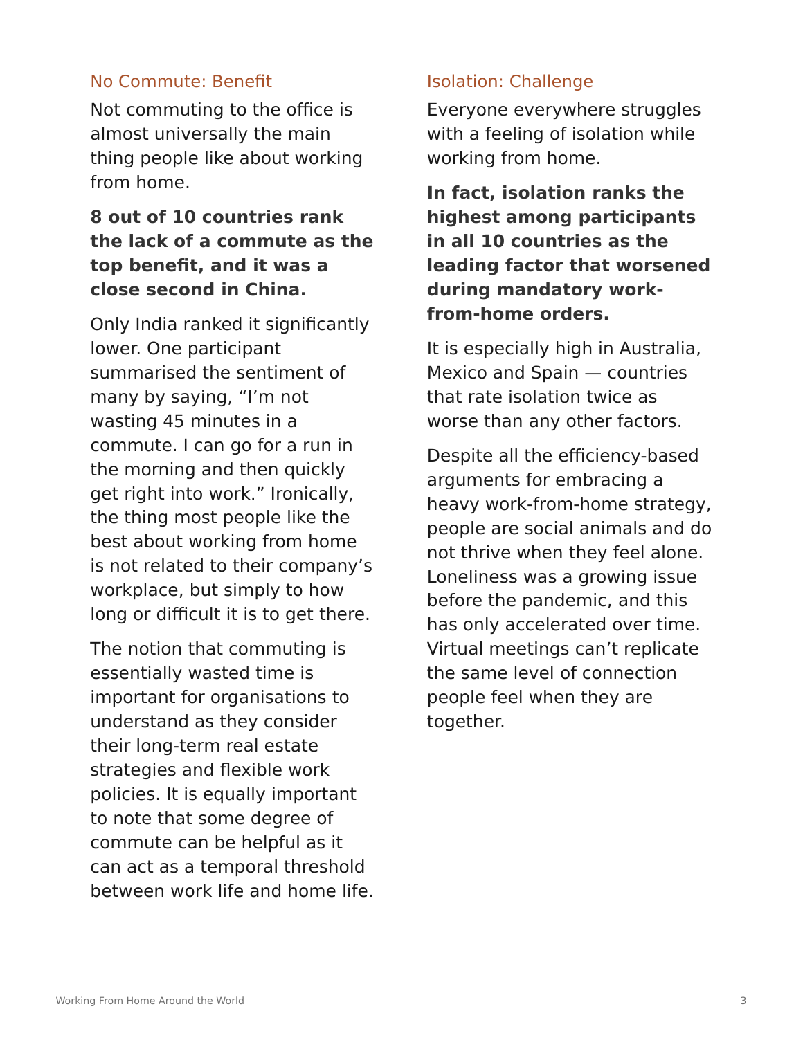## No Commute: Benefit

Not commuting to the office is almost universally the main thing people like about working from home.

**8 out of 10 countries rank the lack of a commute as the top benefit, and it was a close second in China.**

Only India ranked it significantly lower. One participant summarised the sentiment of many by saying, “I’m not wasting 45 minutes in a commute. I can go for a run in the morning and then quickly get right into work.” Ironically, the thing most people like the best about working from home is not related to their company’s workplace, but simply to how long or difficult it is to get there.

The notion that commuting is essentially wasted time is important for organisations to understand as they consider their long-term real estate strategies and flexible work policies. It is equally important to note that some degree of commute can be helpful as it can act as a temporal threshold between work life and home life.

## Isolation: Challenge

Everyone everywhere struggles with a feeling of isolation while working from home.

**In fact, isolation ranks the highest among participants in all 10 countries as the leading factor that worsened during mandatory work-from-home orders.**

It is especially high in Australia, Mexico and Spain — countries that rate isolation twice as worse than any other factors.

Despite all the efficiency-based arguments for embracing a heavy work-from-home strategy, people are social animals and do not thrive when they feel alone. Loneliness was a growing issue before the pandemic, and this has only accelerated over time. Virtual meetings can’t replicate the same level of connection people feel when they are together.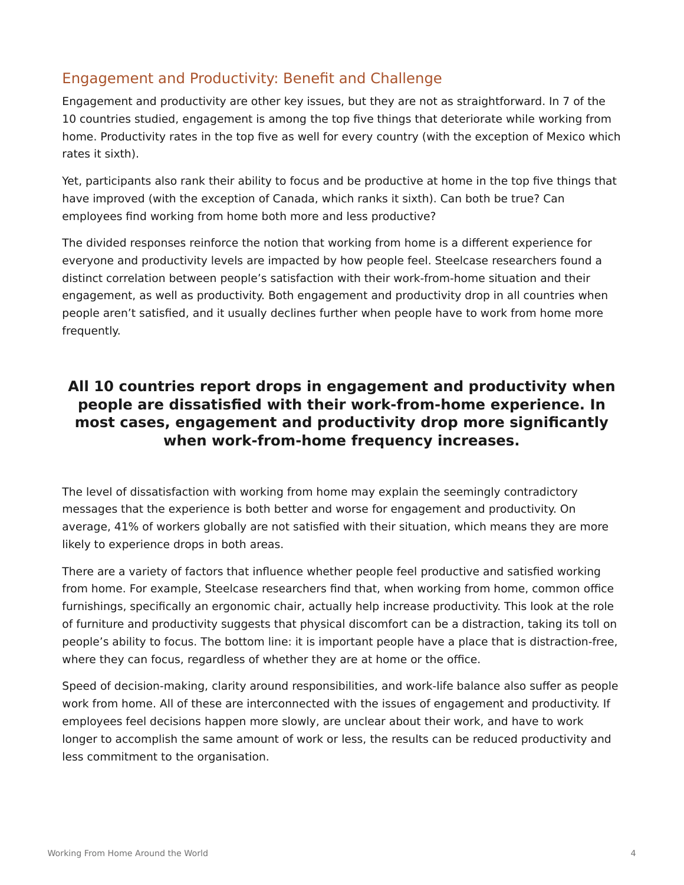## Engagement and Productivity: Benefit and Challenge

Engagement and productivity are other key issues, but they are not as straightforward. In 7 of the 10 countries studied, engagement is among the top five things that deteriorate while working from home. Productivity rates in the top five as well for every country (with the exception of Mexico which rates it sixth).

Yet, participants also rank their ability to focus and be productive at home in the top five things that have improved (with the exception of Canada, which ranks it sixth). Can both be true? Can employees find working from home both more and less productive?

The divided responses reinforce the notion that working from home is a different experience for everyone and productivity levels are impacted by how people feel. Steelcase researchers found a distinct correlation between people's satisfaction with their work-from-home situation and their engagement, as well as productivity. Both engagement and productivity drop in all countries when people aren't satisfied, and it usually declines further when people have to work from home more frequently.

**All 10 countries report drops in engagement and productivity when people are dissatisfied with their work-from-home experience. In most cases, engagement and productivity drop more significantly when work-from-home frequency increases.**

The level of dissatisfaction with working from home may explain the seemingly contradictory messages that the experience is both better and worse for engagement and productivity. On average, 41% of workers globally are not satisfied with their situation, which means they are more likely to experience drops in both areas.

There are a variety of factors that influence whether people feel productive and satisfied working from home. For example, Steelcase researchers find that, when working from home, common office furnishings, specifically an ergonomic chair, actually help increase productivity. This look at the role of furniture and productivity suggests that physical discomfort can be a distraction, taking its toll on people's ability to focus. The bottom line: it is important people have a place that is distraction-free, where they can focus, regardless of whether they are at home or the office.

Speed of decision-making, clarity around responsibilities, and work-life balance also suffer as people work from home. All of these are interconnected with the issues of engagement and productivity. If employees feel decisions happen more slowly, are unclear about their work, and have to work longer to accomplish the same amount of work or less, the results can be reduced productivity and less commitment to the organisation.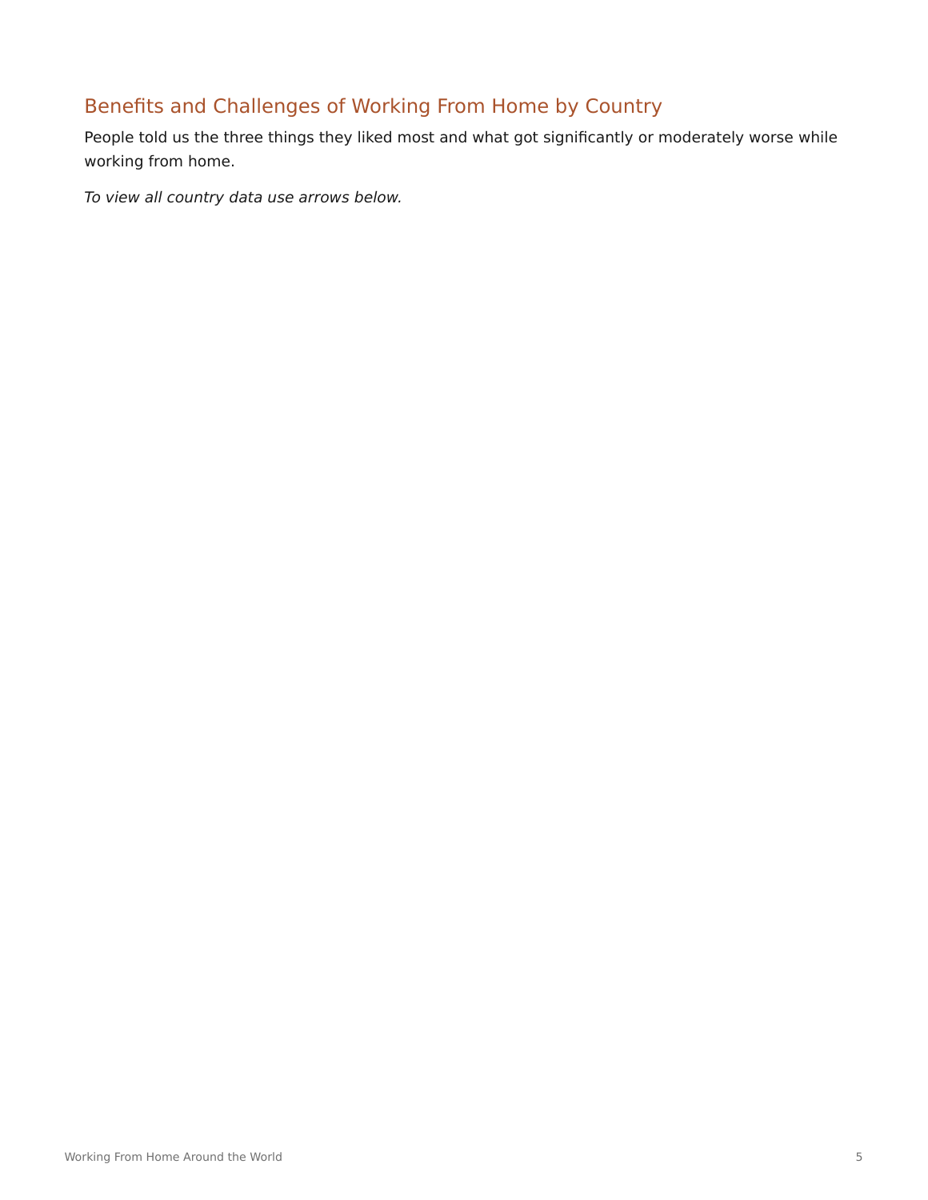## Benefits and Challenges of Working From Home by Country

People told us the three things they liked most and what got significantly or moderately worse while working from home.

*To view all country data use arrows below.*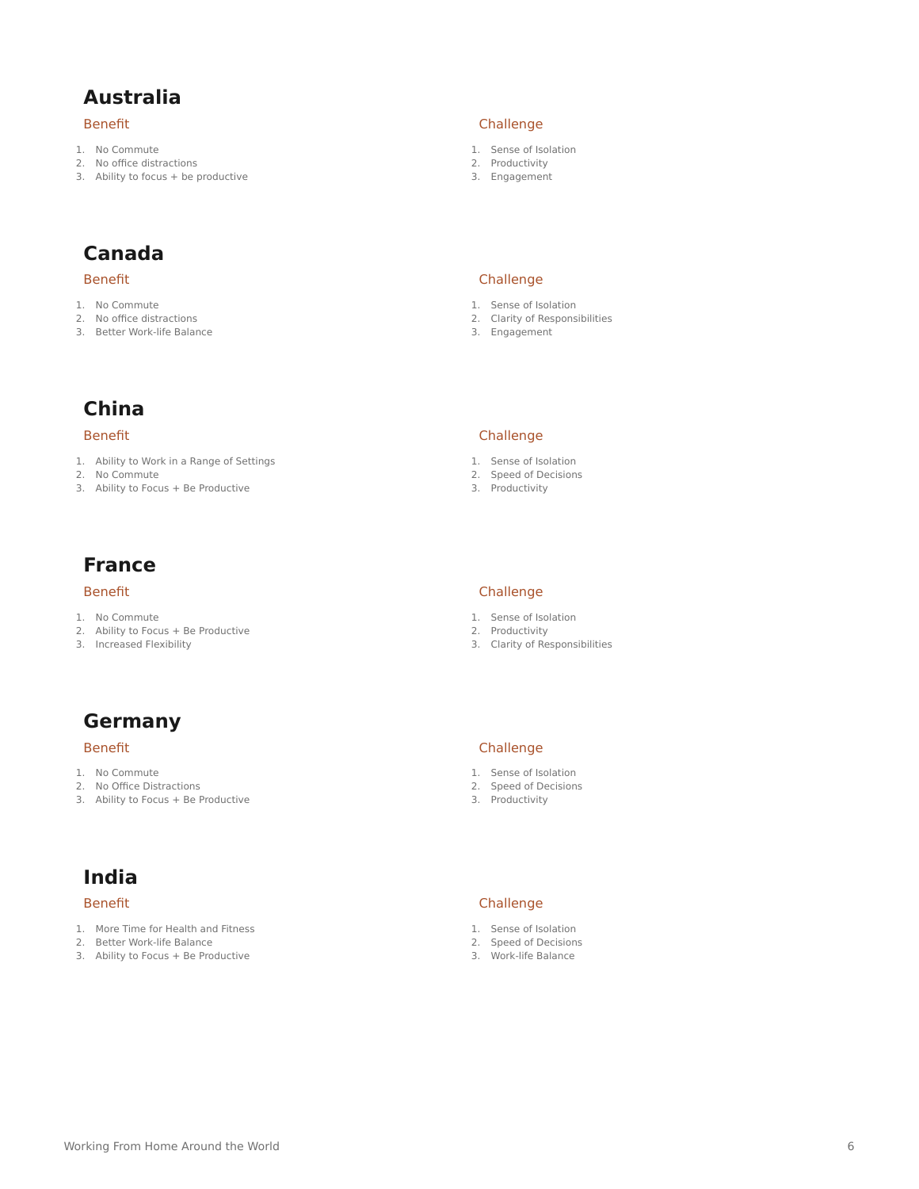## Australia

### Benefit

1. No Commute
2. No office distractions
3. Ability to focus + be productive

### Challenge

1. Sense of Isolation
2. Productivity
3. Engagement

## Canada

### Benefit

1. No Commute
2. No office distractions
3. Better Work-life Balance

### Challenge

1. Sense of Isolation
2. Clarity of Responsibilities
3. Engagement

## China

### Benefit

1. Ability to Work in a Range of Settings
2. No Commute
3. Ability to Focus + Be Productive

### Challenge

1. Sense of Isolation
2. Speed of Decisions
3. Productivity

## France

### Benefit

1. No Commute
2. Ability to Focus + Be Productive
3. Increased Flexibility

### Challenge

1. Sense of Isolation
2. Productivity
3. Clarity of Responsibilities

## Germany

### Benefit

1. No Commute
2. No Office Distractions
3. Ability to Focus + Be Productive

### Challenge

1. Sense of Isolation
2. Speed of Decisions
3. Productivity

## India

### Benefit

1. More Time for Health and Fitness
2. Better Work-life Balance
3. Ability to Focus + Be Productive

### Challenge

1. Sense of Isolation
2. Speed of Decisions
3. Work-life Balance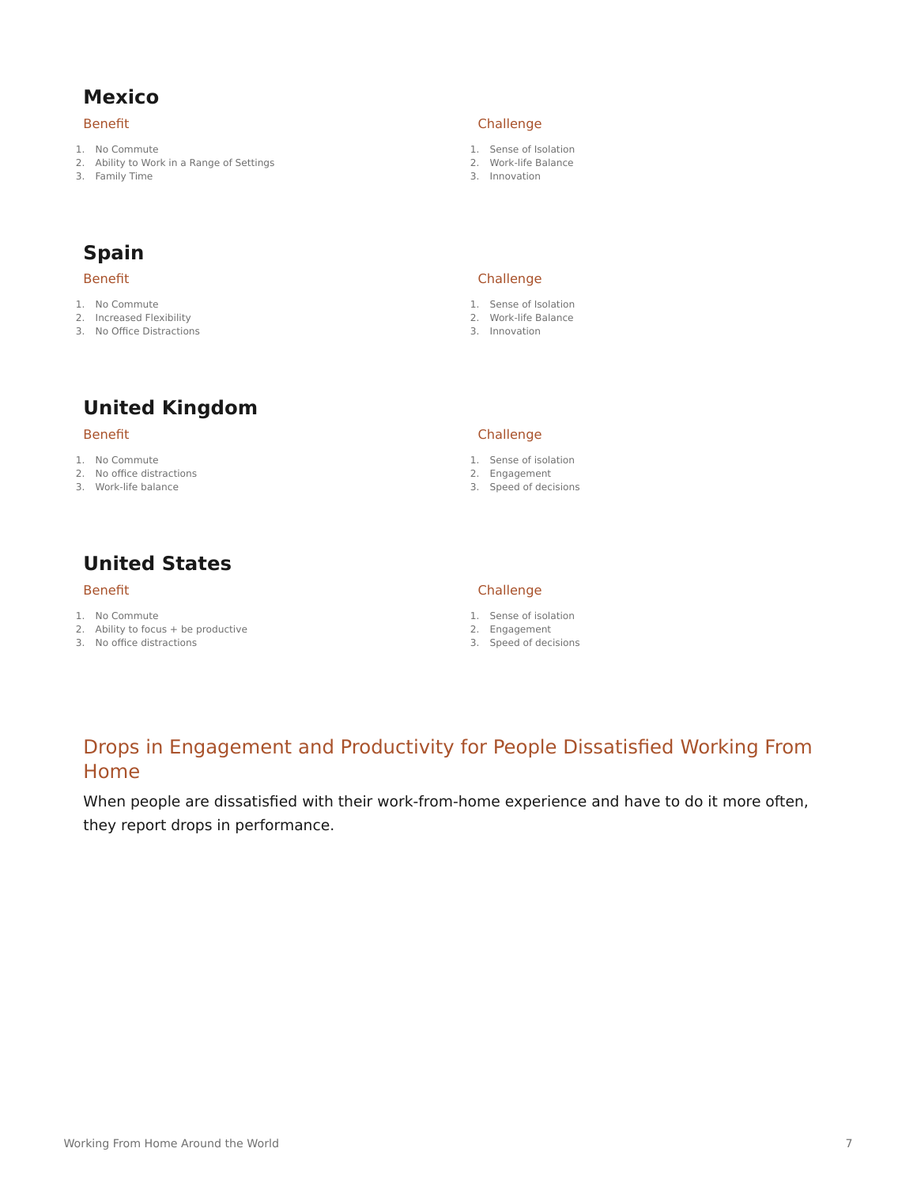## Mexico

### Benefit

1. No Commute
2. Ability to Work in a Range of Settings
3. Family Time

### Challenge

1. Sense of Isolation
2. Work-life Balance
3. Innovation

## Spain

### Benefit

1. No Commute
2. Increased Flexibility
3. No Office Distractions

### Challenge

1. Sense of Isolation
2. Work-life Balance
3. Innovation

## United Kingdom

### Benefit

1. No Commute
2. No office distractions
3. Work-life balance

### Challenge

1. Sense of isolation
2. Engagement
3. Speed of decisions

## United States

### Benefit

1. No Commute
2. Ability to focus + be productive
3. No office distractions

### Challenge

1. Sense of isolation
2. Engagement
3. Speed of decisions

## Drops in Engagement and Productivity for People Dissatisfied Working From Home

When people are dissatisfied with their work-from-home experience and have to do it more often, they report drops in performance.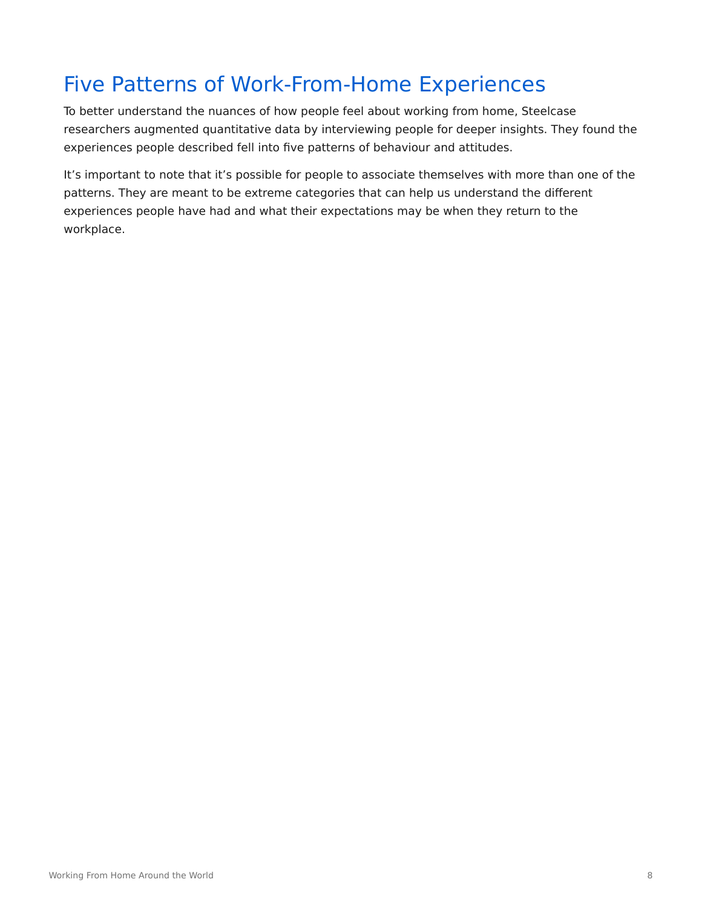# Five Patterns of Work-From-Home Experiences

To better understand the nuances of how people feel about working from home, Steelcase researchers augmented quantitative data by interviewing people for deeper insights. They found the experiences people described fell into five patterns of behaviour and attitudes.

It's important to note that it's possible for people to associate themselves with more than one of the patterns. They are meant to be extreme categories that can help us understand the different experiences people have had and what their expectations may be when they return to the workplace.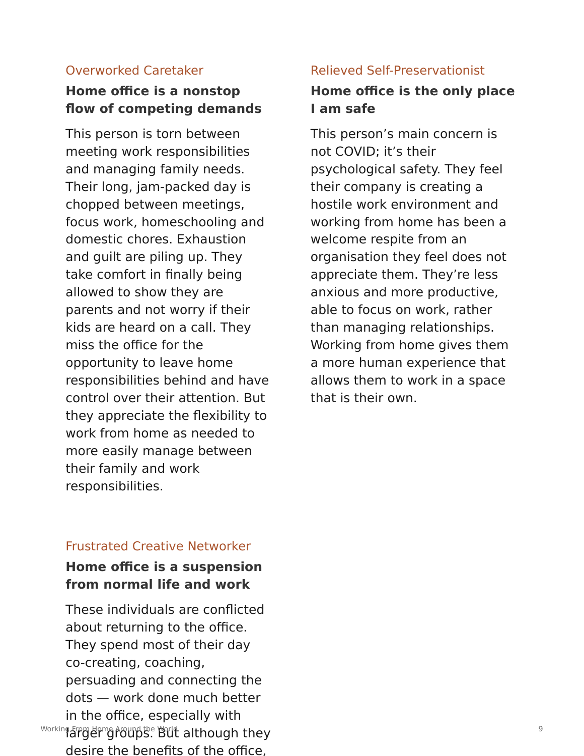### Overworked Caretaker

**Home office is a nonstop flow of competing demands**

This person is torn between meeting work responsibilities and managing family needs. Their long, jam-packed day is chopped between meetings, focus work, homeschooling and domestic chores. Exhaustion and guilt are piling up. They take comfort in finally being allowed to show they are parents and not worry if their kids are heard on a call. They miss the office for the opportunity to leave home responsibilities behind and have control over their attention. But they appreciate the flexibility to work from home as needed to more easily manage between their family and work responsibilities.

### Frustrated Creative Networker

**Home office is a suspension from normal life and work**

These individuals are conflicted about returning to the office. They spend most of their day co-creating, coaching, persuading and connecting the dots — work done much better in the office, especially with larger groups. But although they desire the benefits of the office,

### Relieved Self-Preservationist

**Home office is the only place I am safe**

This person's main concern is not COVID; it's their psychological safety. They feel their company is creating a hostile work environment and working from home has been a welcome respite from an organisation they feel does not appreciate them. They're less anxious and more productive, able to focus on work, rather than managing relationships. Working from home gives them a more human experience that allows them to work in a space that is their own.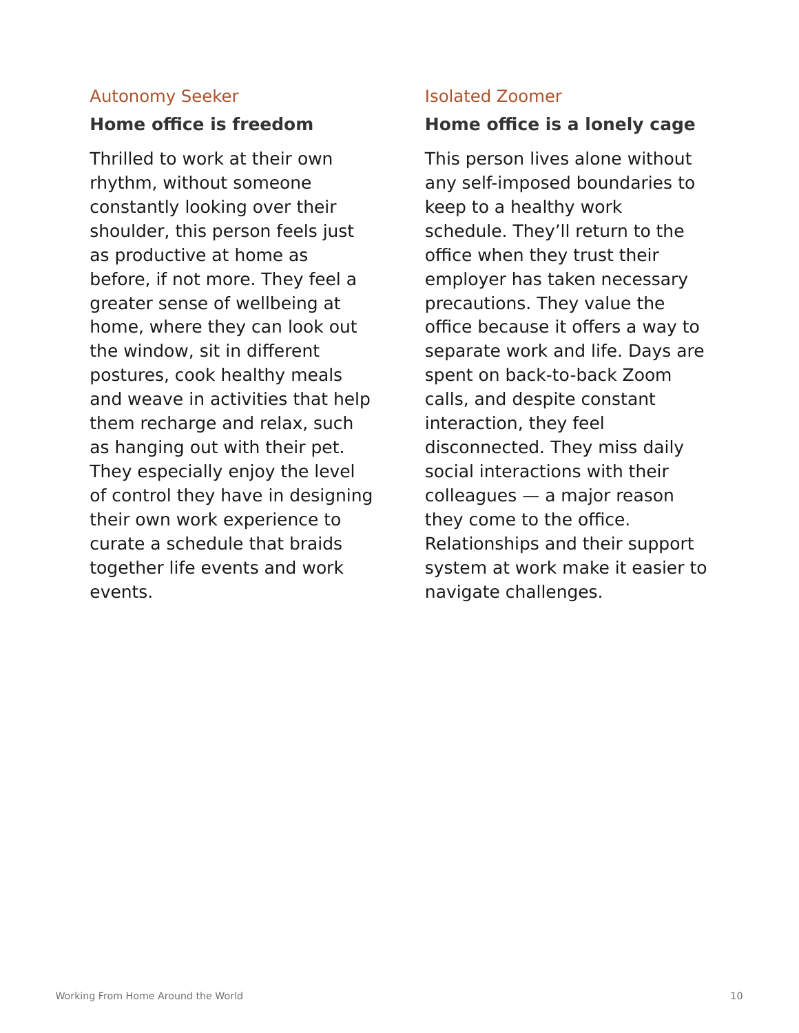### Autonomy Seeker

**Home office is freedom**

Thrilled to work at their own rhythm, without someone constantly looking over their shoulder, this person feels just as productive at home as before, if not more. They feel a greater sense of wellbeing at home, where they can look out the window, sit in different postures, cook healthy meals and weave in activities that help them recharge and relax, such as hanging out with their pet. They especially enjoy the level of control they have in designing their own work experience to curate a schedule that braids together life events and work events.

### Isolated Zoomer

**Home office is a lonely cage**

This person lives alone without any self-imposed boundaries to keep to a healthy work schedule. They'll return to the office when they trust their employer has taken necessary precautions. They value the office because it offers a way to separate work and life. Days are spent on back-to-back Zoom calls, and despite constant interaction, they feel disconnected. They miss daily social interactions with their colleagues — a major reason they come to the office. Relationships and their support system at work make it easier to navigate challenges.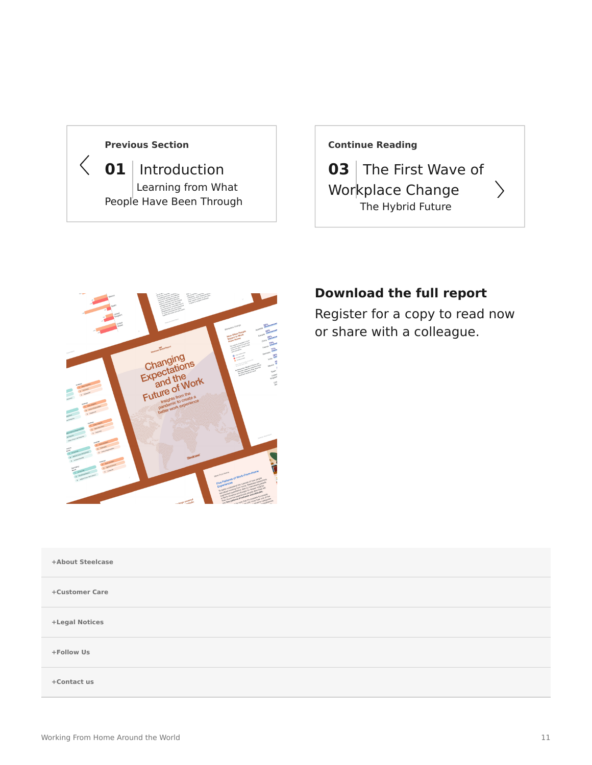**Previous Section**

**01** Introduction
Learning from What People Have Been Through

**Continue Reading**

**03** The First Wave of Workplace Change
The Hybrid Future

## Download the full report

Register for a copy to read now or share with a colleague.

+About Steelcase

+Customer Care

+Legal Notices

+Follow Us

+Contact us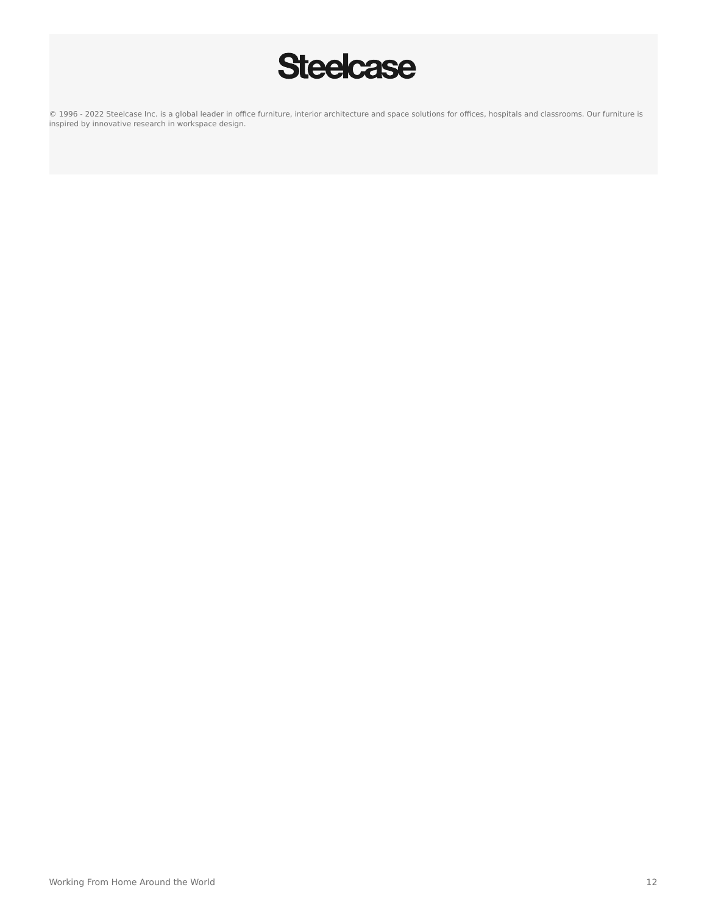# Steelcase

© 1996 - 2022 Steelcase Inc. is a global leader in office furniture, interior architecture and space solutions for offices, hospitals and classrooms. Our furniture is inspired by innovative research in workspace design.